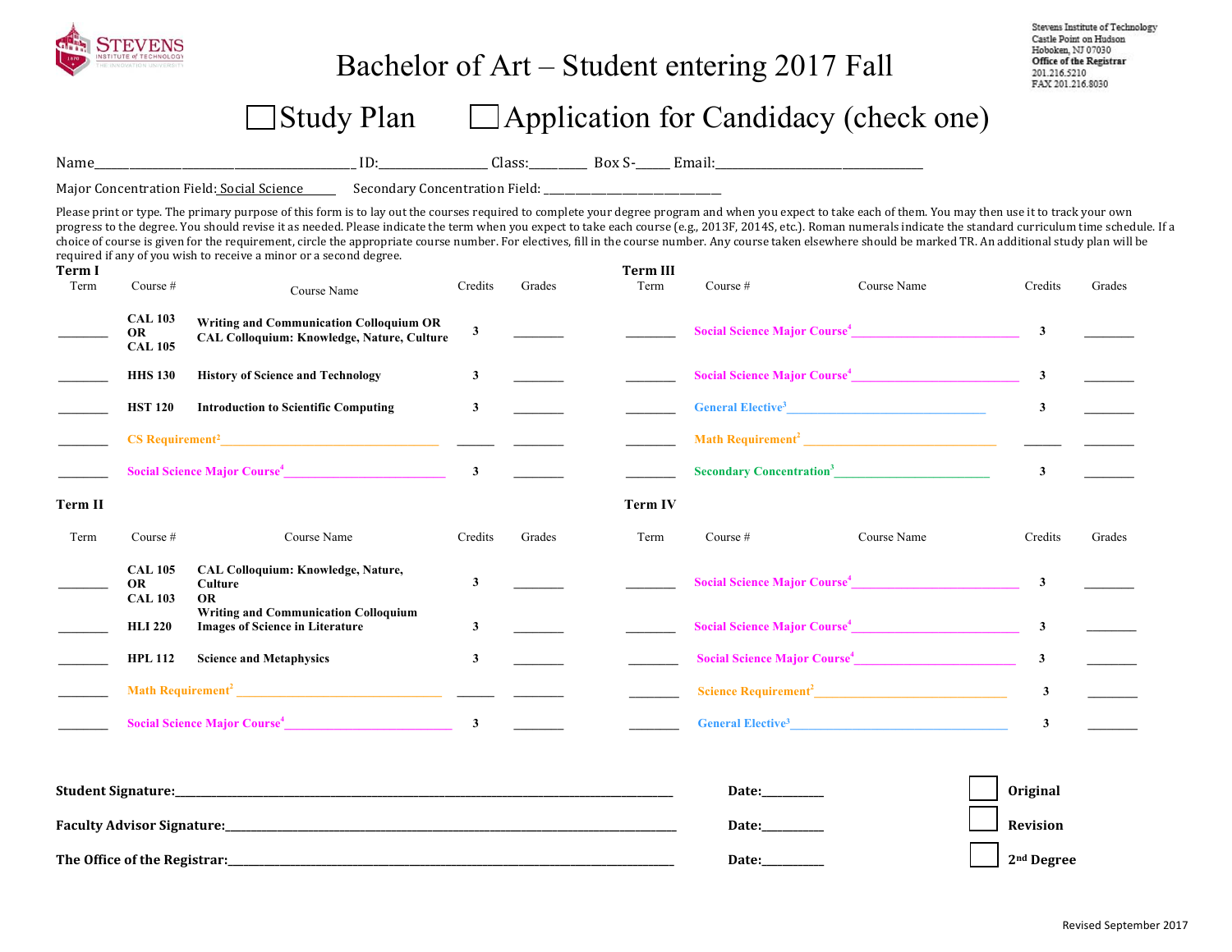Stevens Institute of Technology
Castle Point on Hudson
Hoboken, NJ 07030
**Office of the Registrar**
201.216.5210
FAX 201.216.8030

# Bachelor of Art – Student entering 2017 Fall

☐ Study Plan ☐ Application for Candidacy (check one)

Name________________________________ ID:______________ Class:________ Box S-_____ Email:____________________________

Major Concentration Field: Social Science Secondary Concentration Field: ____________________________

Please print or type. The primary purpose of this form is to lay out the courses required to complete your degree program and when you expect to take each of them. You may then use it to track your own progress to the degree. You should revise it as needed. Please indicate the term when you expect to take each course (e.g., 2013F, 2014S, etc.). Roman numerals indicate the standard curriculum time schedule. If a choice of course is given for the requirement, circle the appropriate course number. For electives, fill in the course number. Any course taken elsewhere should be marked TR. An additional study plan will be required if any of you wish to receive a minor or a second degree.

**Term I**

| Term | Course # | Course Name | Credits | Grades |
|---|---|---|---|---|
| ________ | **CAL 103 OR CAL 105** | **Writing and Communication Colloquium OR CAL Colloquium: Knowledge, Nature, Culture** | **3** | ________ |
| ________ | **HHS 130** | **History of Science and Technology** | **3** | ________ |
| ________ | **HST 120** | **Introduction to Scientific Computing** | **3** | ________ |
| ________ | CS Requirement[2] ________ | | ______ | ________ |
| ________ | Social Science Major Course[4] ________ | | **3** | ________ |

**Term II**

| Term | Course # | Course Name | Credits | Grades |
|---|---|---|---|---|
| ________ | **CAL 105 OR CAL 103** | **CAL Colloquium: Knowledge, Nature, Culture OR Writing and Communication Colloquium** | **3** | ________ |
| ________ | **HLI 220** | **Images of Science in Literature** | **3** | ________ |
| ________ | **HPL 112** | **Science and Metaphysics** | **3** | ________ |
| ________ | Math Requirement[2] ________ | | ______ | ________ |
| ________ | Social Science Major Course[4] ________ | | **3** | ________ |

**Term III**

| Term | Course # | Course Name | Credits | Grades |
|---|---|---|---|---|
| ________ | Social Science Major Course[4] ________ | | **3** | ________ |
| ________ | Social Science Major Course[4] ________ | | **3** | ________ |
| ________ | General Elective[3] ________ | | **3** | ________ |
| ________ | Math Requirement[2] ________ | | ______ | ________ |
| ________ | Secondary Concentration[3] ________ | | **3** | ________ |

**Term IV**

| Term | Course # | Course Name | Credits | Grades |
|---|---|---|---|---|
| ________ | Social Science Major Course[4] ________ | | **3** | ________ |
| ________ | Social Science Major Course[4] ________ | | **3** | ________ |
| ________ | Social Science Major Course[4] ________ | | **3** | ________ |
| ________ | Science Requirement[2] ________ | | **3** | ________ |
| ________ | General Elective[3] ________ | | **3** | ________ |

**Student Signature:**______________________________________ **Date:**_________ ☐ **Original**

**Faculty Advisor Signature:**______________________________________ **Date:**_________ ☐ **Revision**

**The Office of the Registrar:**______________________________________ **Date:**_________ ☐ **2nd Degree**

Revised September 2017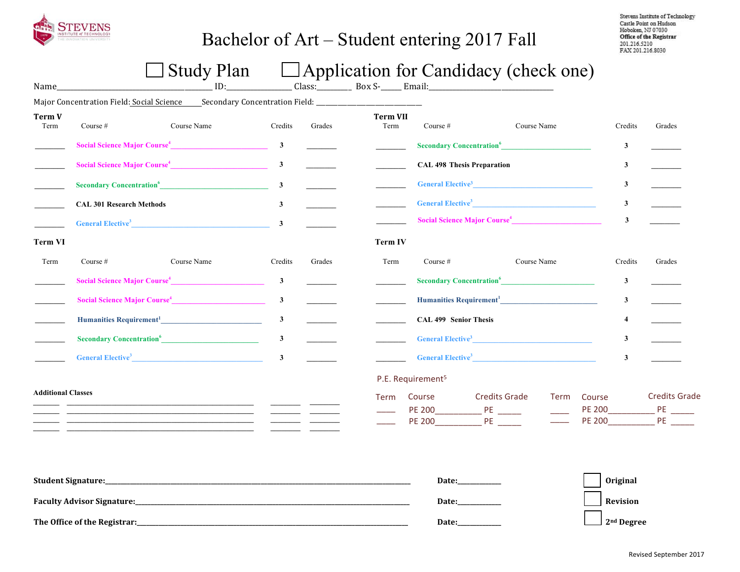STEVENS INSTITUTE of TECHNOLOGY

# Bachelor of Art – Student entering 2017 Fall

Stevens Institute of Technology
Castle Point on Hudson
Hoboken, NJ 07030
**Office of the Registrar**
201.216.5210
FAX 201.216.8030

☐ Study Plan ☐ Application for Candidacy (check one)

Name_________________________ ID:______________ Class:________ Box S-_____ Email:_____________________________

Major Concentration Field: Social Science Secondary Concentration Field: ___________________________

**Term V**

| Term | Course # | Course Name | Credits | Grades |
|---|---|---|---|---|
| ________ | Social Science Major Course[4] | | 3 | ________ |
| ________ | Social Science Major Course[4] | | 3 | ________ |
| ________ | Secondary Concentration[6] | | 3 | ________ |
| ________ | CAL 301 | Research Methods | 3 | ________ |
| ________ | General Elective[3] | | 3 | ________ |

**Term VI**

| Term | Course # | Course Name | Credits | Grades |
|---|---|---|---|---|
| ________ | Social Science Major Course[4] | | 3 | ________ |
| ________ | Social Science Major Course[4] | | 3 | ________ |
| ________ | Humanities Requirement[1] | | 3 | ________ |
| ________ | Secondary Concentration[6] | | 3 | ________ |
| ________ | General Elective[3] | | 3 | ________ |

**Term VII**

| Term | Course # | Course Name | Credits | Grades |
|---|---|---|---|---|
| ________ | Secondary Concentration[6] | | 3 | ________ |
| ________ | CAL 498 | Thesis Preparation | 3 | ________ |
| ________ | General Elective[3] | | 3 | ________ |
| ________ | General Elective[3] | | 3 | ________ |
| ________ | Social Science Major Course[4] | | 3 | ________ |

**Term IV**

| Term | Course # | Course Name | Credits | Grades |
|---|---|---|---|---|
| ________ | Secondary Concentration[6] | | 3 | ________ |
| ________ | Humanities Requirement[1] | | 3 | ________ |
| ________ | CAL 499 | Senior Thesis | 4 | ________ |
| ________ | General Elective[3] | | 3 | ________ |
| ________ | General Elective[3] | | 3 | ________ |

**Additional Classes**

| | | | |
|---|---|---|---|
| ______ | ______________________________ | ________ | ________ |
| ______ | ______________________________ | ________ | ________ |
| ______ | ______________________________ | ________ | ________ |
| ______ | ______________________________ | ________ | ________ |

P.E. Requirement[5]

| Term | Course | Credits | Grade | Term | Course | Credits | Grade |
|---|---|---|---|---|---|---|---|
| _____ | PE 200__________ | PE | ______ | _____ | PE 200__________ | PE | ______ |
| _____ | PE 200__________ | PE | ______ | _____ | PE 200__________ | PE | ______ |

**Student Signature:**______________________________________ **Date:**___________ ☐ **Original**

**Faculty Advisor Signature:**________________________________ **Date:**___________ ☐ **Revision**

**The Office of the Registrar:**_______________________________ **Date:**___________ ☐ **2nd Degree**

Revised September 2017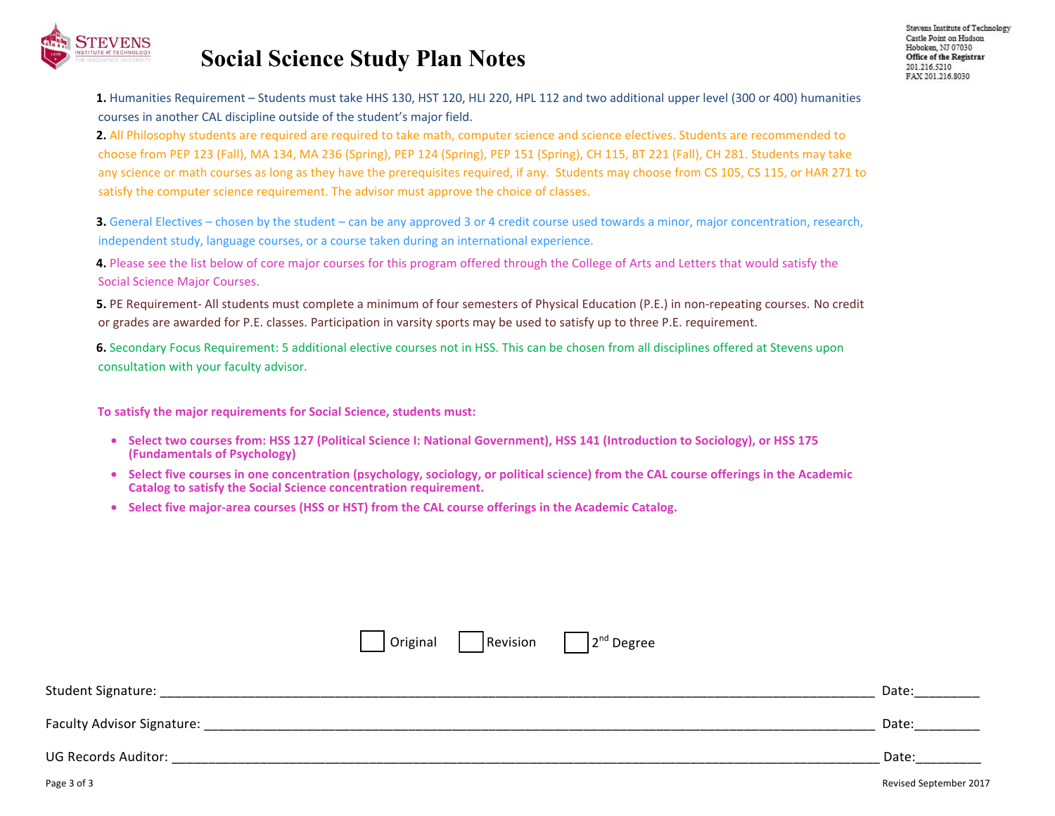Stevens Institute of Technology
Castle Point on Hudson
Hoboken, NJ 07030
**Office of the Registrar**
201.216.5210
FAX 201.216.8030

# Social Science Study Plan Notes

**1.** Humanities Requirement – Students must take HHS 130, HST 120, HLI 220, HPL 112 and two additional upper level (300 or 400) humanities courses in another CAL discipline outside of the student's major field.

**2.** All Philosophy students are required are required to take math, computer science and science electives. Students are recommended to choose from PEP 123 (Fall), MA 134, MA 236 (Spring), PEP 124 (Spring), PEP 151 (Spring), CH 115, BT 221 (Fall), CH 281. Students may take any science or math courses as long as they have the prerequisites required, if any. Students may choose from CS 105, CS 115, or HAR 271 to satisfy the computer science requirement. The advisor must approve the choice of classes.

**3.** General Electives – chosen by the student – can be any approved 3 or 4 credit course used towards a minor, major concentration, research, independent study, language courses, or a course taken during an international experience.

**4.** Please see the list below of core major courses for this program offered through the College of Arts and Letters that would satisfy the Social Science Major Courses.

**5.** PE Requirement- All students must complete a minimum of four semesters of Physical Education (P.E.) in non-repeating courses. No credit or grades are awarded for P.E. classes. Participation in varsity sports may be used to satisfy up to three P.E. requirement.

**6.** Secondary Focus Requirement: 5 additional elective courses not in HSS. This can be chosen from all disciplines offered at Stevens upon consultation with your faculty advisor.

**To satisfy the major requirements for Social Science, students must:**

- **Select two courses from: HSS 127 (Political Science I: National Government), HSS 141 (Introduction to Sociology), or HSS 175 (Fundamentals of Psychology)**
- **Select five courses in one concentration (psychology, sociology, or political science) from the CAL course offerings in the Academic Catalog to satisfy the Social Science concentration requirement.**
- **Select five major-area courses (HSS or HST) from the CAL course offerings in the Academic Catalog.**

☐ Original ☐ Revision ☐ 2nd Degree

Student Signature: ______________________________ Date:________

Faculty Advisor Signature: ______________________________ Date:________

UG Records Auditor: ______________________________ Date:________

Revised September 2017